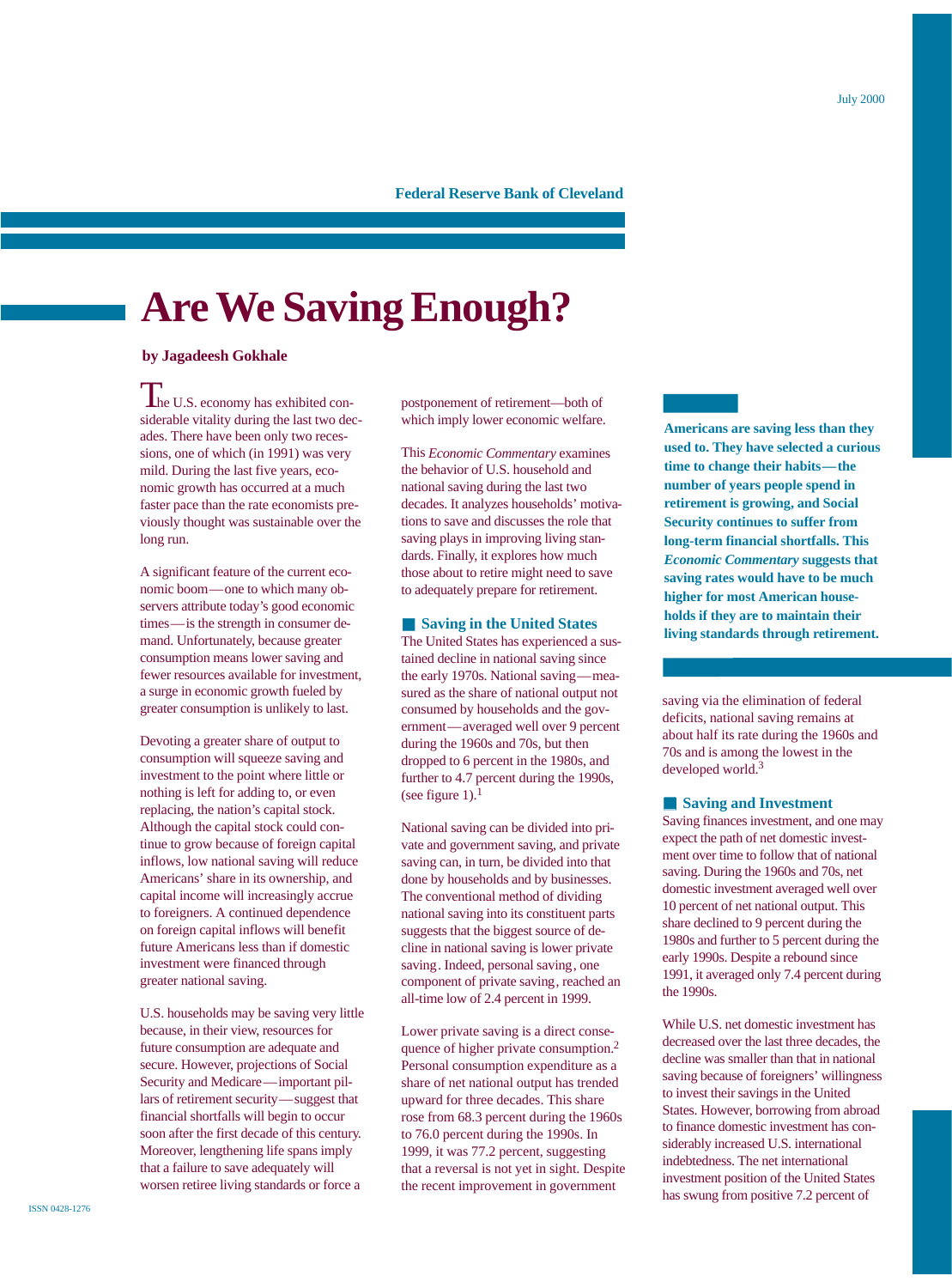July 2000

Federal Reserve Bank of Cleveland

# Are We Saving Enough?

**by Jagadeesh Gokhale**

**Americans are saving less than they used to. They have selected a curious time to change their habits—the number of years people spend in retirement is growing, and Social Security continues to suffer from long-term financial shortfalls. This *Economic Commentary* suggests that saving rates would have to be much higher for most American households if they are to maintain their living standards through retirement.**

The U.S. economy has exhibited considerable vitality during the last two decades. There have been only two recessions, one of which (in 1991) was very mild. During the last five years, economic growth has occurred at a much faster pace than the rate economists previously thought was sustainable over the long run.

A significant feature of the current economic boom—one to which many observers attribute today's good economic times—is the strength in consumer demand. Unfortunately, because greater consumption means lower saving and fewer resources available for investment, a surge in economic growth fueled by greater consumption is unlikely to last.

Devoting a greater share of output to consumption will squeeze saving and investment to the point where little or nothing is left for adding to, or even replacing, the nation's capital stock. Although the capital stock could continue to grow because of foreign capital inflows, low national saving will reduce Americans' share in its ownership, and capital income will increasingly accrue to foreigners. A continued dependence on foreign capital inflows will benefit future Americans less than if domestic investment were financed through greater national saving.

U.S. households may be saving very little because, in their view, resources for future consumption are adequate and secure. However, projections of Social Security and Medicare—important pillars of retirement security—suggest that financial shortfalls will begin to occur soon after the first decade of this century. Moreover, lengthening life spans imply that a failure to save adequately will worsen retiree living standards or force a postponement of retirement—both of which imply lower economic welfare.

This *Economic Commentary* examines the behavior of U.S. household and national saving during the last two decades. It analyzes households' motivations to save and discusses the role that saving plays in improving living standards. Finally, it explores how much those about to retire might need to save to adequately prepare for retirement.

## Saving in the United States

The United States has experienced a sustained decline in national saving since the early 1970s. National saving—measured as the share of national output not consumed by households and the government—averaged well over 9 percent during the 1960s and 70s, but then dropped to 6 percent in the 1980s, and further to 4.7 percent during the 1990s, (see figure 1).[1]

National saving can be divided into private and government saving, and private saving can, in turn, be divided into that done by households and by businesses. The conventional method of dividing national saving into its constituent parts suggests that the biggest source of decline in national saving is lower private saving. Indeed, personal saving, one component of private saving, reached an all-time low of 2.4 percent in 1999.

Lower private saving is a direct consequence of higher private consumption.[2] Personal consumption expenditure as a share of net national output has trended upward for three decades. This share rose from 68.3 percent during the 1960s to 76.0 percent during the 1990s. In 1999, it was 77.2 percent, suggesting that a reversal is not yet in sight. Despite the recent improvement in government saving via the elimination of federal deficits, national saving remains at about half its rate during the 1960s and 70s and is among the lowest in the developed world.[3]

## Saving and Investment

Saving finances investment, and one may expect the path of net domestic investment over time to follow that of national saving. During the 1960s and 70s, net domestic investment averaged well over 10 percent of net national output. This share declined to 9 percent during the 1980s and further to 5 percent during the early 1990s. Despite a rebound since 1991, it averaged only 7.4 percent during the 1990s.

While U.S. net domestic investment has decreased over the last three decades, the decline was smaller than that in national saving because of foreigners' willingness to invest their savings in the United States. However, borrowing from abroad to finance domestic investment has considerably increased U.S. international indebtedness. The net international investment position of the United States has swung from positive 7.2 percent of

ISSN 0428-1276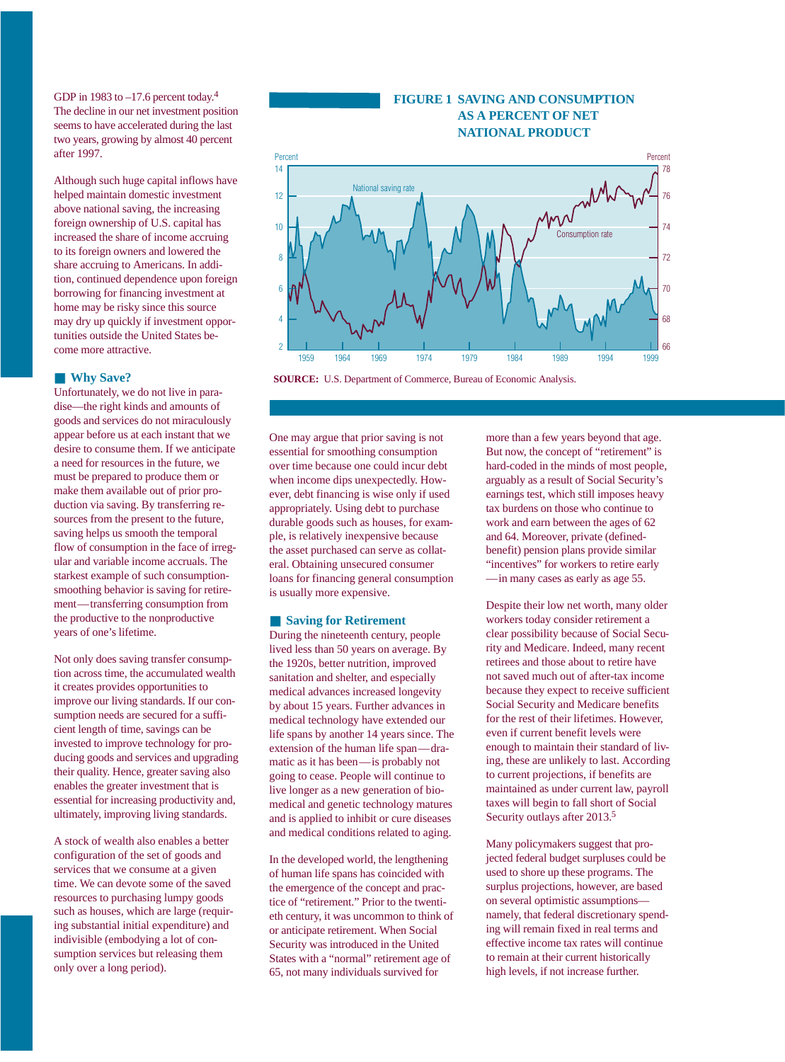GDP in 1983 to –17.6 percent today.[4] The decline in our net investment position seems to have accelerated during the last two years, growing by almost 40 percent after 1997.

Although such huge capital inflows have helped maintain domestic investment above national saving, the increasing foreign ownership of U.S. capital has increased the share of income accruing to its foreign owners and lowered the share accruing to Americans. In addition, continued dependence upon foreign borrowing for financing investment at home may be risky since this source may dry up quickly if investment opportunities outside the United States become more attractive.

## Why Save?

Unfortunately, we do not live in paradise—the right kinds and amounts of goods and services do not miraculously appear before us at each instant that we desire to consume them. If we anticipate a need for resources in the future, we must be prepared to produce them or make them available out of prior production via saving. By transferring resources from the present to the future, saving helps us smooth the temporal flow of consumption in the face of irregular and variable income accruals. The starkest example of such consumption-smoothing behavior is saving for retirement—transferring consumption from the productive to the nonproductive years of one's lifetime.

Not only does saving transfer consumption across time, the accumulated wealth it creates provides opportunities to improve our living standards. If our consumption needs are secured for a sufficient length of time, savings can be invested to improve technology for producing goods and services and upgrading their quality. Hence, greater saving also enables the greater investment that is essential for increasing productivity and, ultimately, improving living standards.

A stock of wealth also enables a better configuration of the set of goods and services that we consume at a given time. We can devote some of the saved resources to purchasing lumpy goods such as houses, which are large (requiring substantial initial expenditure) and indivisible (embodying a lot of consumption services but releasing them only over a long period).

**FIGURE 1 SAVING AND CONSUMPTION AS A PERCENT OF NET NATIONAL PRODUCT**

**SOURCE:** U.S. Department of Commerce, Bureau of Economic Analysis.

One may argue that prior saving is not essential for smoothing consumption over time because one could incur debt when income dips unexpectedly. However, debt financing is wise only if used appropriately. Using debt to purchase durable goods such as houses, for example, is relatively inexpensive because the asset purchased can serve as collateral. Obtaining unsecured consumer loans for financing general consumption is usually more expensive.

## Saving for Retirement

During the nineteenth century, people lived less than 50 years on average. By the 1920s, better nutrition, improved sanitation and shelter, and especially medical advances increased longevity by about 15 years. Further advances in medical technology have extended our life spans by another 14 years since. The extension of the human life span—dramatic as it has been—is probably not going to cease. People will continue to live longer as a new generation of biomedical and genetic technology matures and is applied to inhibit or cure diseases and medical conditions related to aging.

In the developed world, the lengthening of human life spans has coincided with the emergence of the concept and practice of "retirement." Prior to the twentieth century, it was uncommon to think of or anticipate retirement. When Social Security was introduced in the United States with a "normal" retirement age of 65, not many individuals survived for more than a few years beyond that age. But now, the concept of "retirement" is hard-coded in the minds of most people, arguably as a result of Social Security's earnings test, which still imposes heavy tax burdens on those who continue to work and earn between the ages of 62 and 64. Moreover, private (defined-benefit) pension plans provide similar "incentives" for workers to retire early—in many cases as early as age 55.

Despite their low net worth, many older workers today consider retirement a clear possibility because of Social Security and Medicare. Indeed, many recent retirees and those about to retire have not saved much out of after-tax income because they expect to receive sufficient Social Security and Medicare benefits for the rest of their lifetimes. However, even if current benefit levels were enough to maintain their standard of living, these are unlikely to last. According to current projections, if benefits are maintained as under current law, payroll taxes will begin to fall short of Social Security outlays after 2013.[5]

Many policymakers suggest that projected federal budget surpluses could be used to shore up these programs. The surplus projections, however, are based on several optimistic assumptions—namely, that federal discretionary spending will remain fixed in real terms and effective income tax rates will continue to remain at their current historically high levels, if not increase further.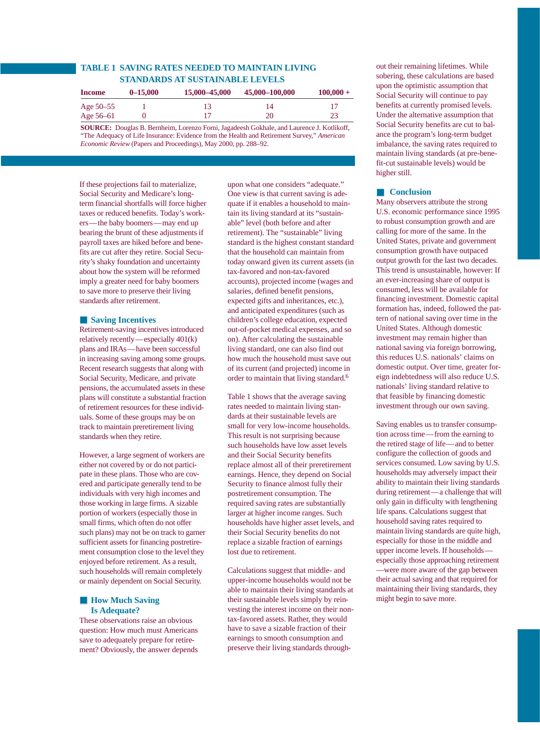**TABLE 1 SAVING RATES NEEDED TO MAINTAIN LIVING STANDARDS AT SUSTAINABLE LEVELS**

| Income | 0–15,000 | 15,000–45,000 | 45,000–100,000 | 100,000 + |
|---|---|---|---|---|
| Age 50–55 | 1 | 13 | 14 | 17 |
| Age 56–61 | 0 | 17 | 20 | 23 |

**SOURCE:** Douglas B. Bernheim, Lorenzo Forni, Jagadeesh Gokhale, and Laurence J. Kotlikoff, "The Adequacy of Life Insurance: Evidence from the Health and Retirement Survey," *American Economic Review* (Papers and Proceedings), May 2000, pp. 288–92.

If these projections fail to materialize, Social Security and Medicare's long-term financial shortfalls will force higher taxes or reduced benefits. Today's workers—the baby boomers—may end up bearing the brunt of these adjustments if payroll taxes are hiked before and benefits are cut after they retire. Social Security's shaky foundation and uncertainty about how the system will be reformed imply a greater need for baby boomers to save more to preserve their living standards after retirement.

## Saving Incentives

Retirement-saving incentives introduced relatively recently—especially 401(k) plans and IRAs—have been successful in increasing saving among some groups. Recent research suggests that along with Social Security, Medicare, and private pensions, the accumulated assets in these plans will constitute a substantial fraction of retirement resources for these individuals. Some of these groups may be on track to maintain preretirement living standards when they retire.

However, a large segment of workers are either not covered by or do not participate in these plans. Those who are covered and participate generally tend to be individuals with very high incomes and those working in large firms. A sizable portion of workers (especially those in small firms, which often do not offer such plans) may not be on track to garner sufficient assets for financing postretirement consumption close to the level they enjoyed before retirement. As a result, such households will remain completely or mainly dependent on Social Security.

## How Much Saving Is Adequate?

These observations raise an obvious question: How much must Americans save to adequately prepare for retirement? Obviously, the answer depends upon what one considers "adequate." One view is that current saving is adequate if it enables a household to maintain its living standard at its "sustainable" level (both before and after retirement). The "sustainable" living standard is the highest constant standard that the household can maintain from today onward given its current assets (in tax-favored and non-tax-favored accounts), projected income (wages and salaries, defined benefit pensions, expected gifts and inheritances, etc.), and anticipated expenditures (such as children's college education, expected out-of-pocket medical expenses, and so on). After calculating the sustainable living standard, one can also find out how much the household must save out of its current (and projected) income in order to maintain that living standard.[6]

Table 1 shows that the average saving rates needed to maintain living standards at their sustainable levels are small for very low-income households. This result is not surprising because such households have low asset levels and their Social Security benefits replace almost all of their preretirement earnings. Hence, they depend on Social Security to finance almost fully their postretirement consumption. The required saving rates are substantially larger at higher income ranges. Such households have higher asset levels, and their Social Security benefits do not replace a sizable fraction of earnings lost due to retirement.

Calculations suggest that middle- and upper-income households would not be able to maintain their living standards at their sustainable levels simply by reinvesting the interest income on their non-tax-favored assets. Rather, they would have to save a sizable fraction of their earnings to smooth consumption and preserve their living standards throughout their remaining lifetimes. While sobering, these calculations are based upon the optimistic assumption that Social Security will continue to pay benefits at currently promised levels. Under the alternative assumption that Social Security benefits are cut to balance the program's long-term budget imbalance, the saving rates required to maintain living standards (at pre-benefit-cut sustainable levels) would be higher still.

## Conclusion

Many observers attribute the strong U.S. economic performance since 1995 to robust consumption growth and are calling for more of the same. In the United States, private and government consumption growth have outpaced output growth for the last two decades. This trend is unsustainable, however: If an ever-increasing share of output is consumed, less will be available for financing investment. Domestic capital formation has, indeed, followed the pattern of national saving over time in the United States. Although domestic investment may remain higher than national saving via foreign borrowing, this reduces U.S. nationals' claims on domestic output. Over time, greater foreign indebtedness will also reduce U.S. nationals' living standard relative to that feasible by financing domestic investment through our own saving.

Saving enables us to transfer consumption across time—from the earning to the retired stage of life—and to better configure the collection of goods and services consumed. Low saving by U.S. households may adversely impact their ability to maintain their living standards during retirement—a challenge that will only gain in difficulty with lengthening life spans. Calculations suggest that household saving rates required to maintain living standards are quite high, especially for those in the middle and upper income levels. If households—especially those approaching retirement—were more aware of the gap between their actual saving and that required for maintaining their living standards, they might begin to save more.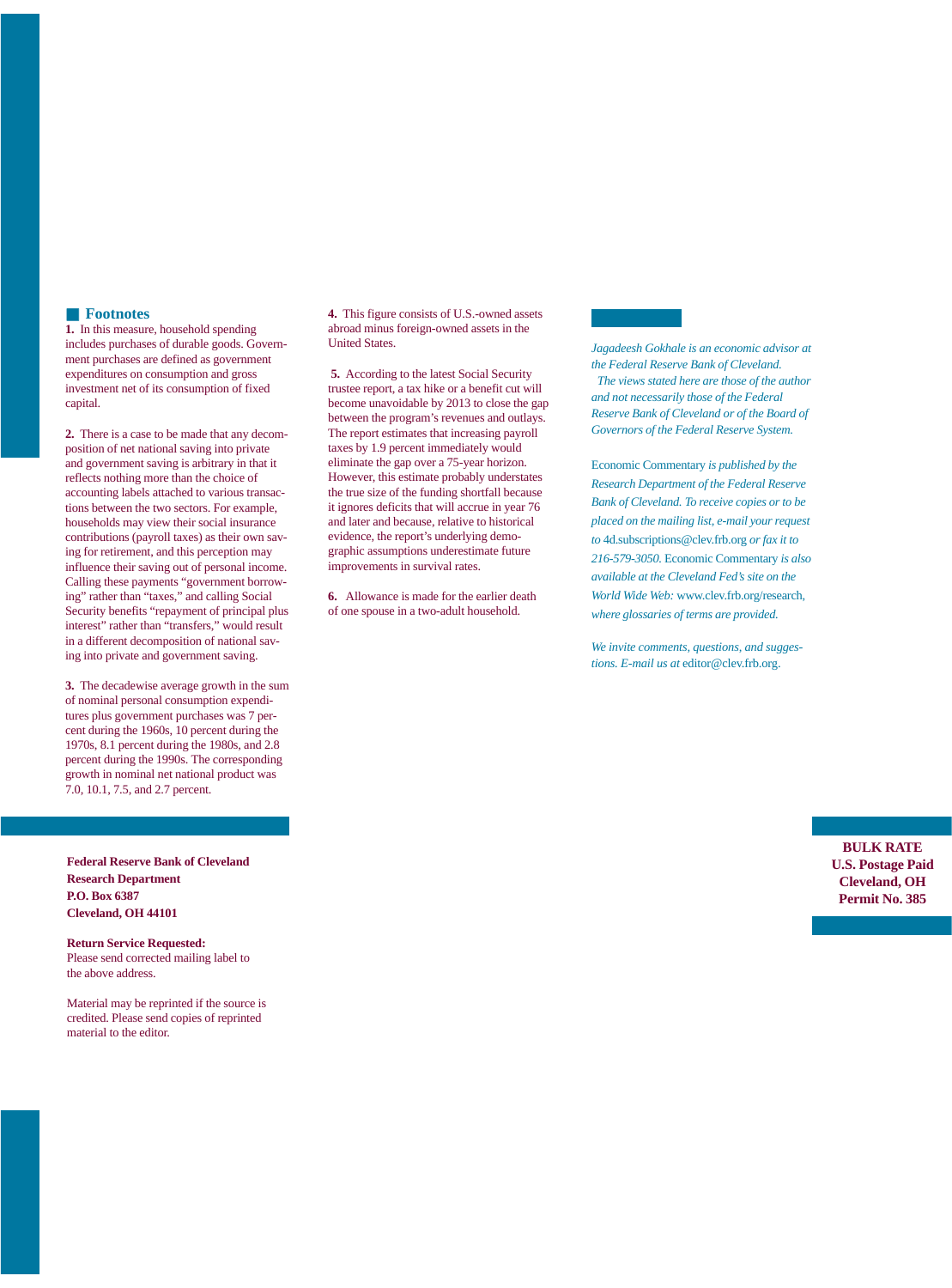## Footnotes

**1.** In this measure, household spending includes purchases of durable goods. Government purchases are defined as government expenditures on consumption and gross investment net of its consumption of fixed capital.

**2.** There is a case to be made that any decomposition of net national saving into private and government saving is arbitrary in that it reflects nothing more than the choice of accounting labels attached to various transactions between the two sectors. For example, households may view their social insurance contributions (payroll taxes) as their own saving for retirement, and this perception may influence their saving out of personal income. Calling these payments "government borrowing" rather than "taxes," and calling Social Security benefits "repayment of principal plus interest" rather than "transfers," would result in a different decomposition of national saving into private and government saving.

**3.** The decadewise average growth in the sum of nominal personal consumption expenditures plus government purchases was 7 percent during the 1960s, 10 percent during the 1970s, 8.1 percent during the 1980s, and 2.8 percent during the 1990s. The corresponding growth in nominal net national product was 7.0, 10.1, 7.5, and 2.7 percent.

**4.** This figure consists of U.S.-owned assets abroad minus foreign-owned assets in the United States.

**5.** According to the latest Social Security trustee report, a tax hike or a benefit cut will become unavoidable by 2013 to close the gap between the program's revenues and outlays. The report estimates that increasing payroll taxes by 1.9 percent immediately would eliminate the gap over a 75-year horizon. However, this estimate probably understates the true size of the funding shortfall because it ignores deficits that will accrue in year 76 and later and because, relative to historical evidence, the report's underlying demographic assumptions underestimate future improvements in survival rates.

**6.** Allowance is made for the earlier death of one spouse in a two-adult household.

*Jagadeesh Gokhale is an economic advisor at the Federal Reserve Bank of Cleveland.*

*The views stated here are those of the author and not necessarily those of the Federal Reserve Bank of Cleveland or of the Board of Governors of the Federal Reserve System.*

Economic Commentary *is published by the Research Department of the Federal Reserve Bank of Cleveland. To receive copies or to be placed on the mailing list, e-mail your request to* 4d.subscriptions@clev.frb.org *or fax it to 216-579-3050.* Economic Commentary *is also available at the Cleveland Fed's site on the World Wide Web:* www.clev.frb.org/research, *where glossaries of terms are provided.*

*We invite comments, questions, and suggestions. E-mail us at* editor@clev.frb.org.

**Federal Reserve Bank of Cleveland**
**Research Department**
**P.O. Box 6387**
**Cleveland, OH 44101**

**Return Service Requested:**
Please send corrected mailing label to the above address.

Material may be reprinted if the source is credited. Please send copies of reprinted material to the editor.

**BULK RATE**
**U.S. Postage Paid**
**Cleveland, OH**
**Permit No. 385**